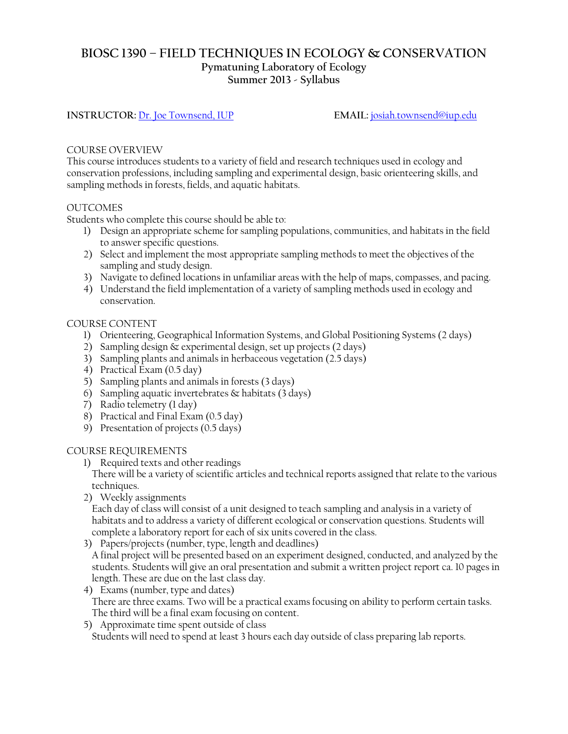# BIOSC 1390 – FIELD TECHNIQUES IN ECOLOGY & CONSERVATION

**Pymatuning Laboratory of Ecology**
**Summer 2013 - Syllabus**

**INSTRUCTOR:** [Dr. Joe Townsend, IUP] **EMAIL:** josiah.townsend@iup.edu

## COURSE OVERVIEW

This course introduces students to a variety of field and research techniques used in ecology and conservation professions, including sampling and experimental design, basic orienteering skills, and sampling methods in forests, fields, and aquatic habitats.

## OUTCOMES

Students who complete this course should be able to:

1) Design an appropriate scheme for sampling populations, communities, and habitats in the field to answer specific questions.
2) Select and implement the most appropriate sampling methods to meet the objectives of the sampling and study design.
3) Navigate to defined locations in unfamiliar areas with the help of maps, compasses, and pacing.
4) Understand the field implementation of a variety of sampling methods used in ecology and conservation.

## COURSE CONTENT

1) Orienteering, Geographical Information Systems, and Global Positioning Systems (2 days)
2) Sampling design & experimental design, set up projects (2 days)
3) Sampling plants and animals in herbaceous vegetation (2.5 days)
4) Practical Exam (0.5 day)
5) Sampling plants and animals in forests (3 days)
6) Sampling aquatic invertebrates & habitats (3 days)
7) Radio telemetry (1 day)
8) Practical and Final Exam (0.5 day)
9) Presentation of projects (0.5 days)

## COURSE REQUIREMENTS

1) Required texts and other readings
   There will be a variety of scientific articles and technical reports assigned that relate to the various techniques.
2) Weekly assignments
   Each day of class will consist of a unit designed to teach sampling and analysis in a variety of habitats and to address a variety of different ecological or conservation questions. Students will complete a laboratory report for each of six units covered in the class.
3) Papers/projects (number, type, length and deadlines)
   A final project will be presented based on an experiment designed, conducted, and analyzed by the students. Students will give an oral presentation and submit a written project report ca. 10 pages in length. These are due on the last class day.
4) Exams (number, type and dates)
   There are three exams. Two will be a practical exams focusing on ability to perform certain tasks. The third will be a final exam focusing on content.
5) Approximate time spent outside of class
   Students will need to spend at least 3 hours each day outside of class preparing lab reports.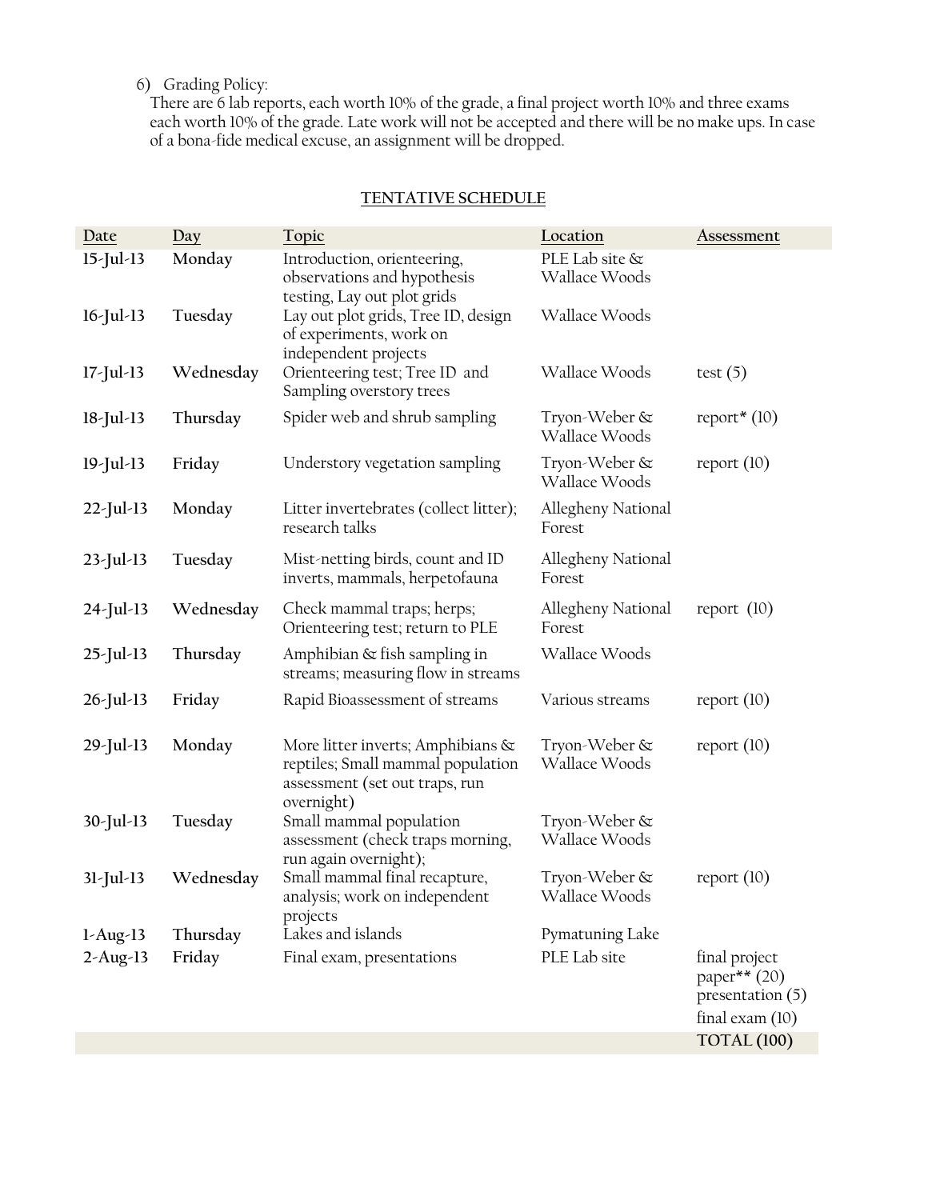6) Grading Policy:
There are 6 lab reports, each worth 10% of the grade, a final project worth 10% and three exams each worth 10% of the grade. Late work will not be accepted and there will be no make ups. In case of a bona-fide medical excuse, an assignment will be dropped.

## TENTATIVE SCHEDULE

| Date | Day | Topic | Location | Assessment |
|---|---|---|---|---|
| 15-Jul-13 | Monday | Introduction, orienteering, observations and hypothesis testing, Lay out plot grids | PLE Lab site & Wallace Woods | |
| 16-Jul-13 | Tuesday | Lay out plot grids, Tree ID, design of experiments, work on independent projects | Wallace Woods | |
| 17-Jul-13 | Wednesday | Orienteering test; Tree ID and Sampling overstory trees | Wallace Woods | test (5) |
| 18-Jul-13 | Thursday | Spider web and shrub sampling | Tryon-Weber & Wallace Woods | report* (10) |
| 19-Jul-13 | Friday | Understory vegetation sampling | Tryon-Weber & Wallace Woods | report (10) |
| 22-Jul-13 | Monday | Litter invertebrates (collect litter); research talks | Allegheny National Forest | |
| 23-Jul-13 | Tuesday | Mist-netting birds, count and ID inverts, mammals, herpetofauna | Allegheny National Forest | |
| 24-Jul-13 | Wednesday | Check mammal traps; herps; Orienteering test; return to PLE | Allegheny National Forest | report (10) |
| 25-Jul-13 | Thursday | Amphibian & fish sampling in streams; measuring flow in streams | Wallace Woods | |
| 26-Jul-13 | Friday | Rapid Bioassessment of streams | Various streams | report (10) |
| 29-Jul-13 | Monday | More litter inverts; Amphibians & reptiles; Small mammal population assessment (set out traps, run overnight) | Tryon-Weber & Wallace Woods | report (10) |
| 30-Jul-13 | Tuesday | Small mammal population assessment (check traps morning, run again overnight); | Tryon-Weber & Wallace Woods | |
| 31-Jul-13 | Wednesday | Small mammal final recapture, analysis; work on independent projects | Tryon-Weber & Wallace Woods | report (10) |
| 1-Aug-13 | Thursday | Lakes and islands | Pymatuning Lake | |
| 2-Aug-13 | Friday | Final exam, presentations | PLE Lab site | final project paper** (20)<br>presentation (5)<br>final exam (10) |
| | | | | **TOTAL (100)** |